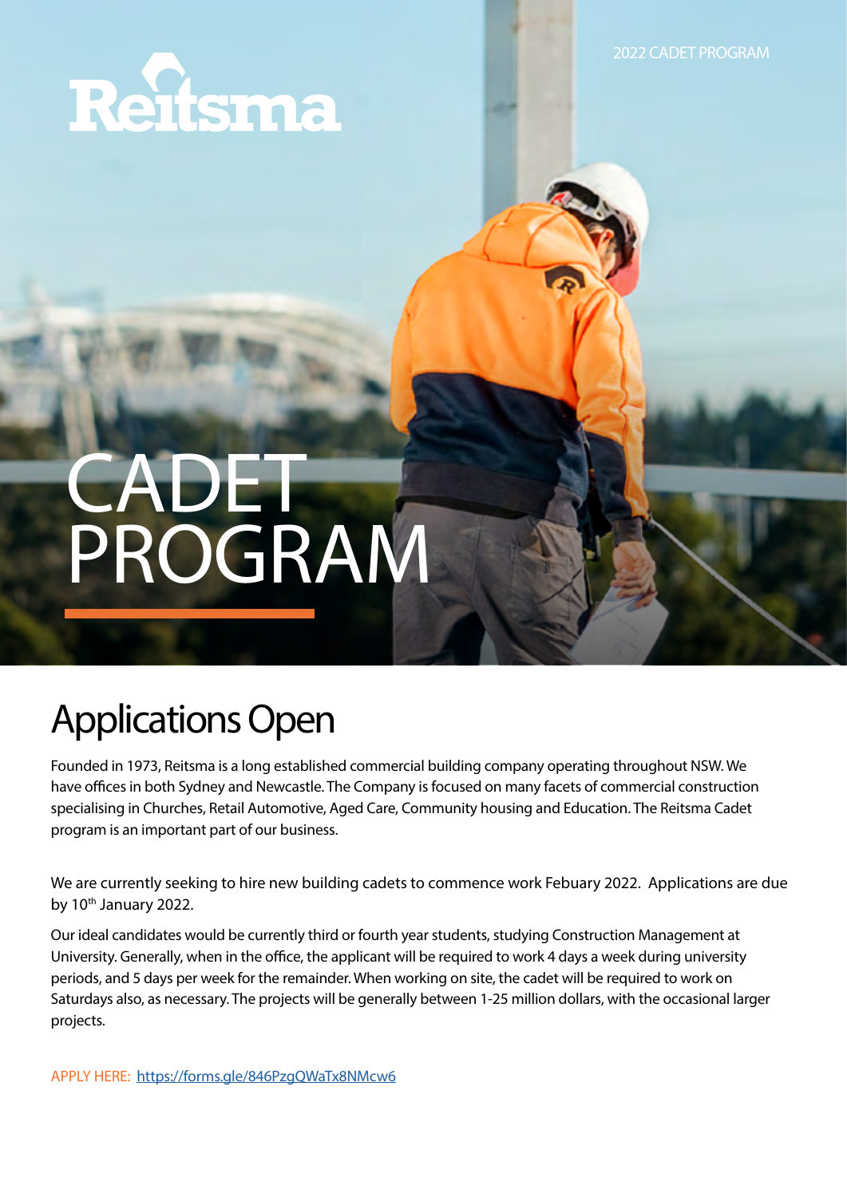2022 CADET PROGRAM

Reitsma

# CADET PROGRAM

## Applications Open

Founded in 1973, Reitsma is a long established commercial building company operating throughout NSW. We have offices in both Sydney and Newcastle. The Company is focused on many facets of commercial construction specialising in Churches, Retail Automotive, Aged Care, Community housing and Education. The Reitsma Cadet program is an important part of our business.

We are currently seeking to hire new building cadets to commence work Febuary 2022. Applications are due by 10th January 2022.

Our ideal candidates would be currently third or fourth year students, studying Construction Management at University. Generally, when in the office, the applicant will be required to work 4 days a week during university periods, and 5 days per week for the remainder. When working on site, the cadet will be required to work on Saturdays also, as necessary. The projects will be generally between 1-25 million dollars, with the occasional larger projects.

APPLY HERE: https://forms.gle/846PzgQWaTx8NMcw6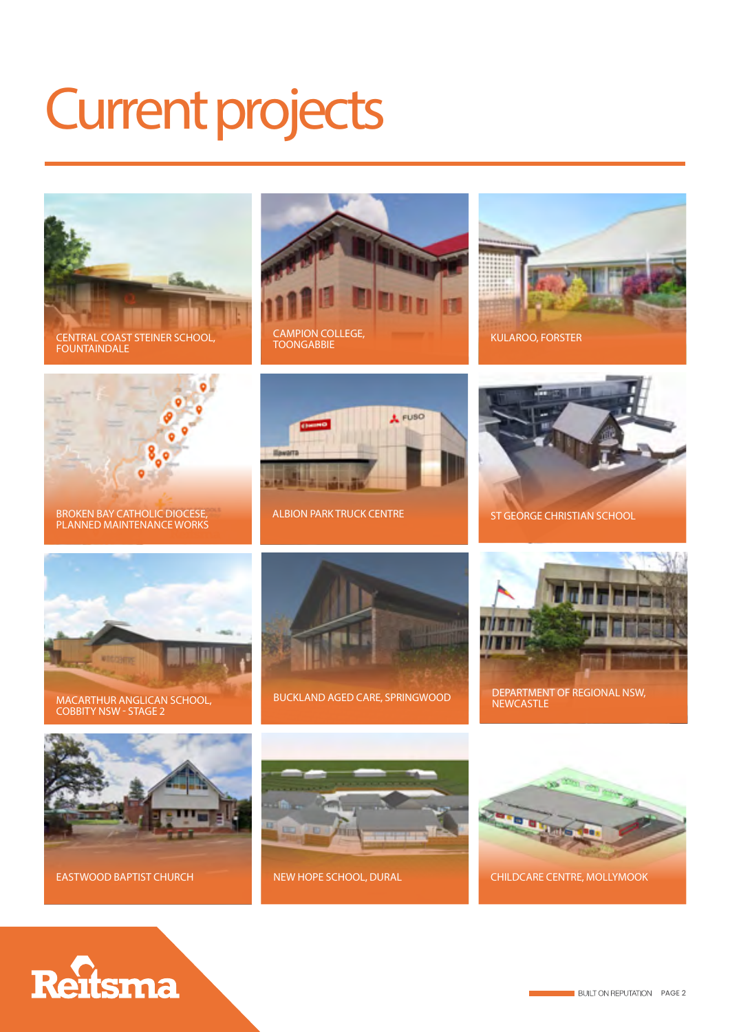# Current projects

CENTRAL COAST STEINER SCHOOL, FOUNTAINDALE

CAMPION COLLEGE, TOONGABBIE

KULAROO, FORSTER

BROKEN BAY CATHOLIC DIOCESE, PLANNED MAINTENANCE WORKS

ALBION PARK TRUCK CENTRE

ST GEORGE CHRISTIAN SCHOOL

MACARTHUR ANGLICAN SCHOOL, COBBITY NSW - STAGE 2

BUCKLAND AGED CARE, SPRINGWOOD

DEPARTMENT OF REGIONAL NSW, NEWCASTLE

EASTWOOD BAPTIST CHURCH

NEW HOPE SCHOOL, DURAL

CHILDCARE CENTRE, MOLLYMOOK

Reitsma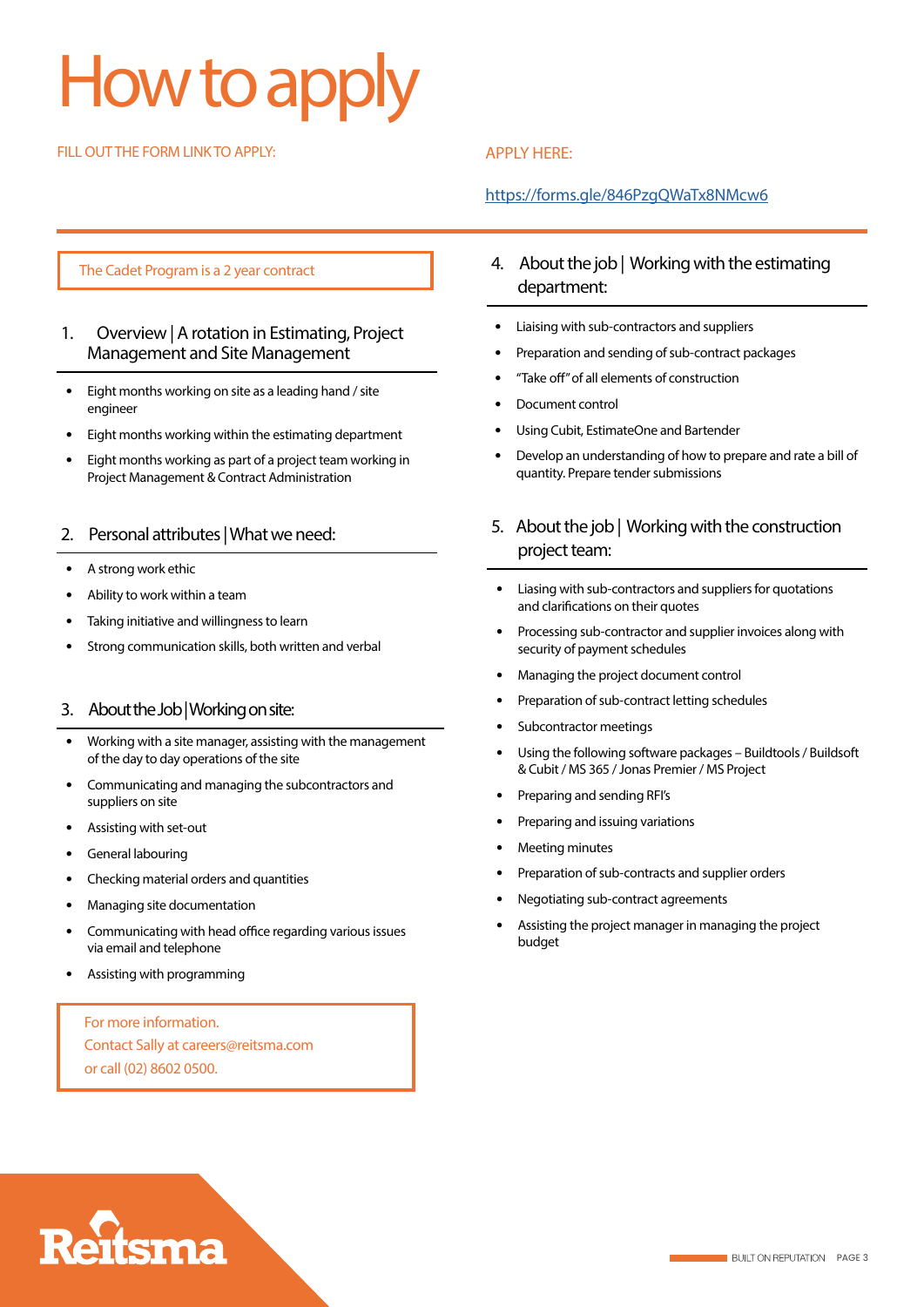# How to apply

FILL OUT THE FORM LINK TO APPLY:

APPLY HERE:

https://forms.gle/846PzgQWaTx8NMcw6

The Cadet Program is a 2 year contract

## 1. Overview | A rotation in Estimating, Project Management and Site Management

- Eight months working on site as a leading hand / site engineer
- Eight months working within the estimating department
- Eight months working as part of a project team working in Project Management & Contract Administration

## 2. Personal attributes | What we need:

- A strong work ethic
- Ability to work within a team
- Taking initiative and willingness to learn
- Strong communication skills, both written and verbal

## 3. About the Job | Working on site:

- Working with a site manager, assisting with the management of the day to day operations of the site
- Communicating and managing the subcontractors and suppliers on site
- Assisting with set-out
- General labouring
- Checking material orders and quantities
- Managing site documentation
- Communicating with head office regarding various issues via email and telephone
- Assisting with programming

For more information.
Contact Sally at careers@reitsma.com
or call (02) 8602 0500.

## 4. About the job | Working with the estimating department:

- Liaising with sub-contractors and suppliers
- Preparation and sending of sub-contract packages
- "Take off" of all elements of construction
- Document control
- Using Cubit, EstimateOne and Bartender
- Develop an understanding of how to prepare and rate a bill of quantity. Prepare tender submissions

## 5. About the job | Working with the construction project team:

- Liasing with sub-contractors and suppliers for quotations and clarifications on their quotes
- Processing sub-contractor and supplier invoices along with security of payment schedules
- Managing the project document control
- Preparation of sub-contract letting schedules
- Subcontractor meetings
- Using the following software packages – Buildtools / Buildsoft & Cubit / MS 365 / Jonas Premier / MS Project
- Preparing and sending RFI's
- Preparing and issuing variations
- Meeting minutes
- Preparation of sub-contracts and supplier orders
- Negotiating sub-contract agreements
- Assisting the project manager in managing the project budget

Reitsma